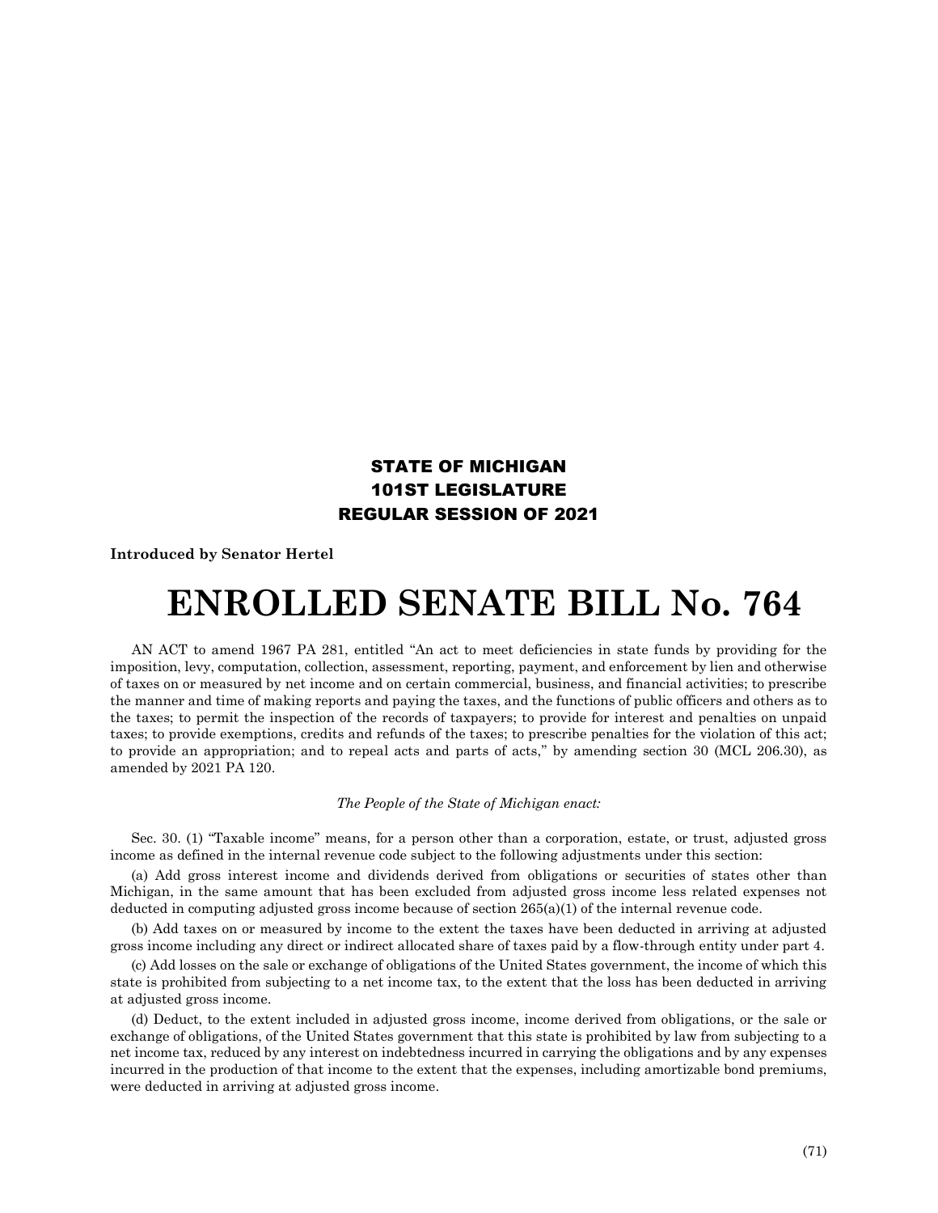**STATE OF MICHIGAN**
**101ST LEGISLATURE**
**REGULAR SESSION OF 2021**

**Introduced by Senator Hertel**

# ENROLLED SENATE BILL No. 764

AN ACT to amend 1967 PA 281, entitled "An act to meet deficiencies in state funds by providing for the imposition, levy, computation, collection, assessment, reporting, payment, and enforcement by lien and otherwise of taxes on or measured by net income and on certain commercial, business, and financial activities; to prescribe the manner and time of making reports and paying the taxes, and the functions of public officers and others as to the taxes; to permit the inspection of the records of taxpayers; to provide for interest and penalties on unpaid taxes; to provide exemptions, credits and refunds of the taxes; to prescribe penalties for the violation of this act; to provide an appropriation; and to repeal acts and parts of acts," by amending section 30 (MCL 206.30), as amended by 2021 PA 120.

*The People of the State of Michigan enact:*

Sec. 30. (1) "Taxable income" means, for a person other than a corporation, estate, or trust, adjusted gross income as defined in the internal revenue code subject to the following adjustments under this section:

(a) Add gross interest income and dividends derived from obligations or securities of states other than Michigan, in the same amount that has been excluded from adjusted gross income less related expenses not deducted in computing adjusted gross income because of section 265(a)(1) of the internal revenue code.

(b) Add taxes on or measured by income to the extent the taxes have been deducted in arriving at adjusted gross income including any direct or indirect allocated share of taxes paid by a flow-through entity under part 4.

(c) Add losses on the sale or exchange of obligations of the United States government, the income of which this state is prohibited from subjecting to a net income tax, to the extent that the loss has been deducted in arriving at adjusted gross income.

(d) Deduct, to the extent included in adjusted gross income, income derived from obligations, or the sale or exchange of obligations, of the United States government that this state is prohibited by law from subjecting to a net income tax, reduced by any interest on indebtedness incurred in carrying the obligations and by any expenses incurred in the production of that income to the extent that the expenses, including amortizable bond premiums, were deducted in arriving at adjusted gross income.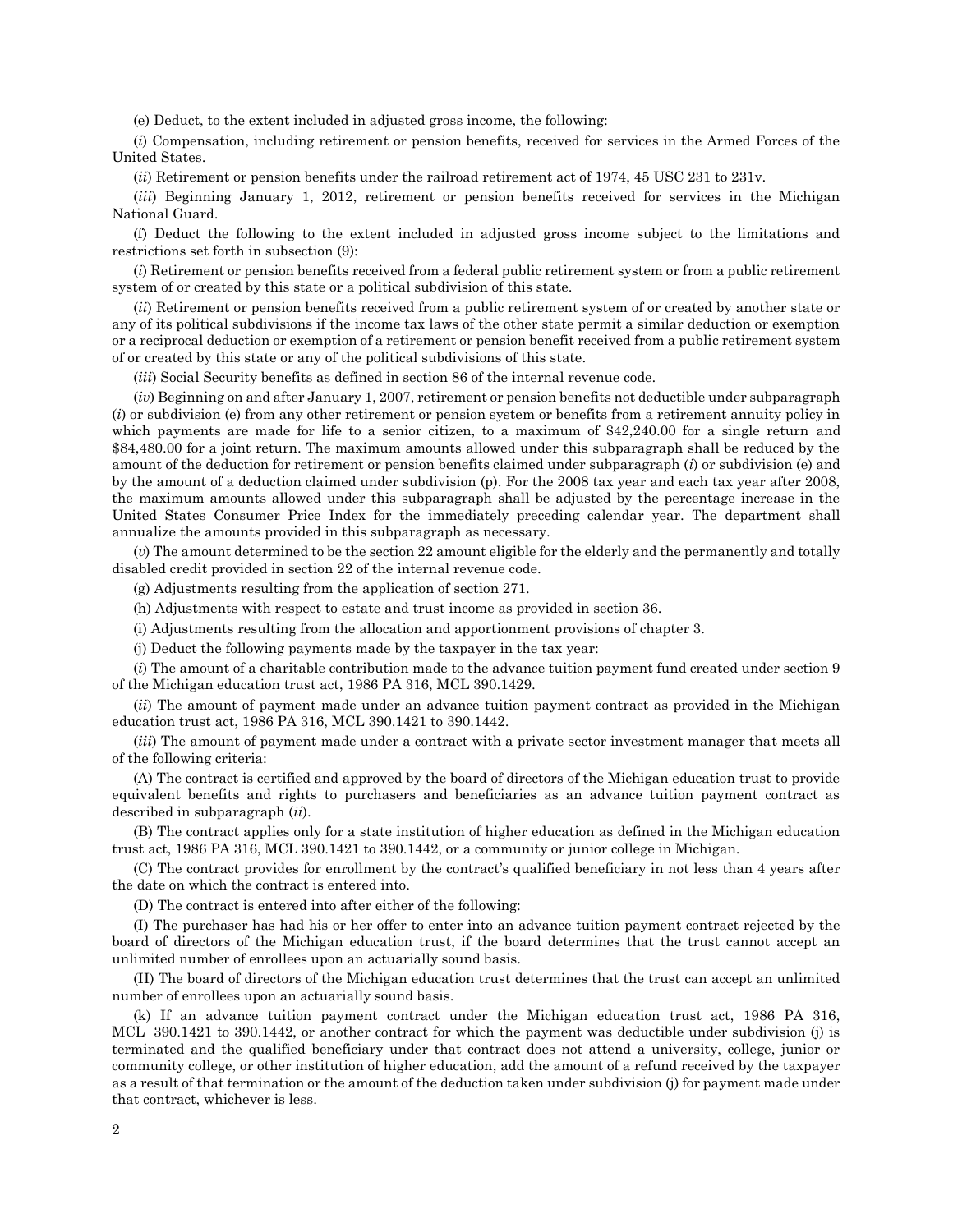(e) Deduct, to the extent included in adjusted gross income, the following:

(*i*) Compensation, including retirement or pension benefits, received for services in the Armed Forces of the United States.

(*ii*) Retirement or pension benefits under the railroad retirement act of 1974, 45 USC 231 to 231v.

(*iii*) Beginning January 1, 2012, retirement or pension benefits received for services in the Michigan National Guard.

(f) Deduct the following to the extent included in adjusted gross income subject to the limitations and restrictions set forth in subsection (9):

(*i*) Retirement or pension benefits received from a federal public retirement system or from a public retirement system of or created by this state or a political subdivision of this state.

(*ii*) Retirement or pension benefits received from a public retirement system of or created by another state or any of its political subdivisions if the income tax laws of the other state permit a similar deduction or exemption or a reciprocal deduction or exemption of a retirement or pension benefit received from a public retirement system of or created by this state or any of the political subdivisions of this state.

(*iii*) Social Security benefits as defined in section 86 of the internal revenue code.

(*iv*) Beginning on and after January 1, 2007, retirement or pension benefits not deductible under subparagraph (*i*) or subdivision (e) from any other retirement or pension system or benefits from a retirement annuity policy in which payments are made for life to a senior citizen, to a maximum of $42,240.00 for a single return and $84,480.00 for a joint return. The maximum amounts allowed under this subparagraph shall be reduced by the amount of the deduction for retirement or pension benefits claimed under subparagraph (*i*) or subdivision (e) and by the amount of a deduction claimed under subdivision (p). For the 2008 tax year and each tax year after 2008, the maximum amounts allowed under this subparagraph shall be adjusted by the percentage increase in the United States Consumer Price Index for the immediately preceding calendar year. The department shall annualize the amounts provided in this subparagraph as necessary.

(*v*) The amount determined to be the section 22 amount eligible for the elderly and the permanently and totally disabled credit provided in section 22 of the internal revenue code.

(g) Adjustments resulting from the application of section 271.

(h) Adjustments with respect to estate and trust income as provided in section 36.

(i) Adjustments resulting from the allocation and apportionment provisions of chapter 3.

(j) Deduct the following payments made by the taxpayer in the tax year:

(*i*) The amount of a charitable contribution made to the advance tuition payment fund created under section 9 of the Michigan education trust act, 1986 PA 316, MCL 390.1429.

(*ii*) The amount of payment made under an advance tuition payment contract as provided in the Michigan education trust act, 1986 PA 316, MCL 390.1421 to 390.1442.

(*iii*) The amount of payment made under a contract with a private sector investment manager that meets all of the following criteria:

(A) The contract is certified and approved by the board of directors of the Michigan education trust to provide equivalent benefits and rights to purchasers and beneficiaries as an advance tuition payment contract as described in subparagraph (*ii*).

(B) The contract applies only for a state institution of higher education as defined in the Michigan education trust act, 1986 PA 316, MCL 390.1421 to 390.1442, or a community or junior college in Michigan.

(C) The contract provides for enrollment by the contract's qualified beneficiary in not less than 4 years after the date on which the contract is entered into.

(D) The contract is entered into after either of the following:

(I) The purchaser has had his or her offer to enter into an advance tuition payment contract rejected by the board of directors of the Michigan education trust, if the board determines that the trust cannot accept an unlimited number of enrollees upon an actuarially sound basis.

(II) The board of directors of the Michigan education trust determines that the trust can accept an unlimited number of enrollees upon an actuarially sound basis.

(k) If an advance tuition payment contract under the Michigan education trust act, 1986 PA 316, MCL 390.1421 to 390.1442, or another contract for which the payment was deductible under subdivision (j) is terminated and the qualified beneficiary under that contract does not attend a university, college, junior or community college, or other institution of higher education, add the amount of a refund received by the taxpayer as a result of that termination or the amount of the deduction taken under subdivision (j) for payment made under that contract, whichever is less.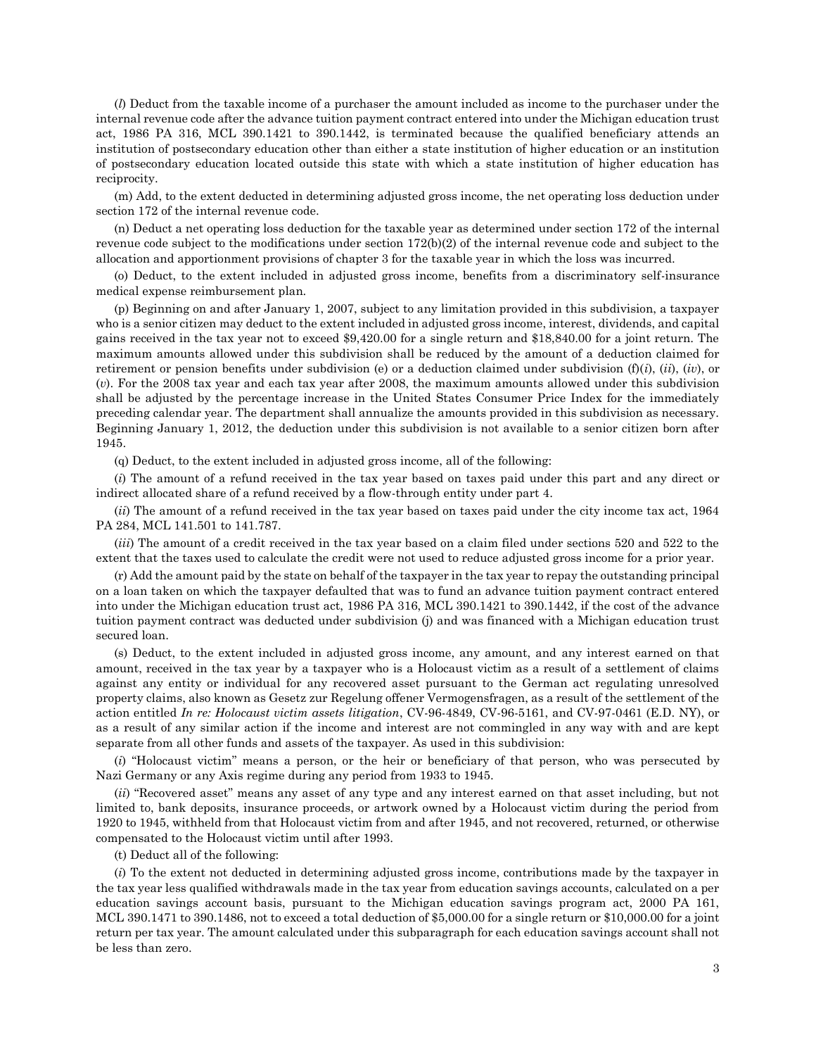(*l*) Deduct from the taxable income of a purchaser the amount included as income to the purchaser under the internal revenue code after the advance tuition payment contract entered into under the Michigan education trust act, 1986 PA 316, MCL 390.1421 to 390.1442, is terminated because the qualified beneficiary attends an institution of postsecondary education other than either a state institution of higher education or an institution of postsecondary education located outside this state with which a state institution of higher education has reciprocity.

(m) Add, to the extent deducted in determining adjusted gross income, the net operating loss deduction under section 172 of the internal revenue code.

(n) Deduct a net operating loss deduction for the taxable year as determined under section 172 of the internal revenue code subject to the modifications under section 172(b)(2) of the internal revenue code and subject to the allocation and apportionment provisions of chapter 3 for the taxable year in which the loss was incurred.

(o) Deduct, to the extent included in adjusted gross income, benefits from a discriminatory self-insurance medical expense reimbursement plan.

(p) Beginning on and after January 1, 2007, subject to any limitation provided in this subdivision, a taxpayer who is a senior citizen may deduct to the extent included in adjusted gross income, interest, dividends, and capital gains received in the tax year not to exceed $9,420.00 for a single return and $18,840.00 for a joint return. The maximum amounts allowed under this subdivision shall be reduced by the amount of a deduction claimed for retirement or pension benefits under subdivision (e) or a deduction claimed under subdivision (f)(*i*), (*ii*), (*iv*), or (*v*). For the 2008 tax year and each tax year after 2008, the maximum amounts allowed under this subdivision shall be adjusted by the percentage increase in the United States Consumer Price Index for the immediately preceding calendar year. The department shall annualize the amounts provided in this subdivision as necessary. Beginning January 1, 2012, the deduction under this subdivision is not available to a senior citizen born after 1945.

(q) Deduct, to the extent included in adjusted gross income, all of the following:

(*i*) The amount of a refund received in the tax year based on taxes paid under this part and any direct or indirect allocated share of a refund received by a flow-through entity under part 4.

(*ii*) The amount of a refund received in the tax year based on taxes paid under the city income tax act, 1964 PA 284, MCL 141.501 to 141.787.

(*iii*) The amount of a credit received in the tax year based on a claim filed under sections 520 and 522 to the extent that the taxes used to calculate the credit were not used to reduce adjusted gross income for a prior year.

(r) Add the amount paid by the state on behalf of the taxpayer in the tax year to repay the outstanding principal on a loan taken on which the taxpayer defaulted that was to fund an advance tuition payment contract entered into under the Michigan education trust act, 1986 PA 316, MCL 390.1421 to 390.1442, if the cost of the advance tuition payment contract was deducted under subdivision (j) and was financed with a Michigan education trust secured loan.

(s) Deduct, to the extent included in adjusted gross income, any amount, and any interest earned on that amount, received in the tax year by a taxpayer who is a Holocaust victim as a result of a settlement of claims against any entity or individual for any recovered asset pursuant to the German act regulating unresolved property claims, also known as Gesetz zur Regelung offener Vermogensfragen, as a result of the settlement of the action entitled *In re: Holocaust victim assets litigation*, CV-96-4849, CV-96-5161, and CV-97-0461 (E.D. NY), or as a result of any similar action if the income and interest are not commingled in any way with and are kept separate from all other funds and assets of the taxpayer. As used in this subdivision:

(*i*) "Holocaust victim" means a person, or the heir or beneficiary of that person, who was persecuted by Nazi Germany or any Axis regime during any period from 1933 to 1945.

(*ii*) "Recovered asset" means any asset of any type and any interest earned on that asset including, but not limited to, bank deposits, insurance proceeds, or artwork owned by a Holocaust victim during the period from 1920 to 1945, withheld from that Holocaust victim from and after 1945, and not recovered, returned, or otherwise compensated to the Holocaust victim until after 1993.

(t) Deduct all of the following:

(*i*) To the extent not deducted in determining adjusted gross income, contributions made by the taxpayer in the tax year less qualified withdrawals made in the tax year from education savings accounts, calculated on a per education savings account basis, pursuant to the Michigan education savings program act, 2000 PA 161, MCL 390.1471 to 390.1486, not to exceed a total deduction of $5,000.00 for a single return or $10,000.00 for a joint return per tax year. The amount calculated under this subparagraph for each education savings account shall not be less than zero.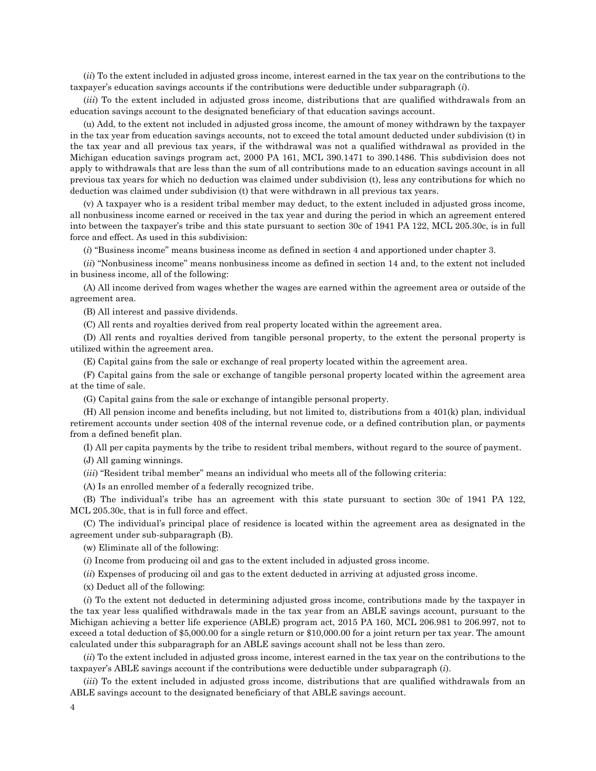(*ii*) To the extent included in adjusted gross income, interest earned in the tax year on the contributions to the taxpayer's education savings accounts if the contributions were deductible under subparagraph (*i*).

(*iii*) To the extent included in adjusted gross income, distributions that are qualified withdrawals from an education savings account to the designated beneficiary of that education savings account.

(u) Add, to the extent not included in adjusted gross income, the amount of money withdrawn by the taxpayer in the tax year from education savings accounts, not to exceed the total amount deducted under subdivision (t) in the tax year and all previous tax years, if the withdrawal was not a qualified withdrawal as provided in the Michigan education savings program act, 2000 PA 161, MCL 390.1471 to 390.1486. This subdivision does not apply to withdrawals that are less than the sum of all contributions made to an education savings account in all previous tax years for which no deduction was claimed under subdivision (t), less any contributions for which no deduction was claimed under subdivision (t) that were withdrawn in all previous tax years.

(v) A taxpayer who is a resident tribal member may deduct, to the extent included in adjusted gross income, all nonbusiness income earned or received in the tax year and during the period in which an agreement entered into between the taxpayer's tribe and this state pursuant to section 30c of 1941 PA 122, MCL 205.30c, is in full force and effect. As used in this subdivision:

(*i*) "Business income" means business income as defined in section 4 and apportioned under chapter 3.

(*ii*) "Nonbusiness income" means nonbusiness income as defined in section 14 and, to the extent not included in business income, all of the following:

(A) All income derived from wages whether the wages are earned within the agreement area or outside of the agreement area.

(B) All interest and passive dividends.

(C) All rents and royalties derived from real property located within the agreement area.

(D) All rents and royalties derived from tangible personal property, to the extent the personal property is utilized within the agreement area.

(E) Capital gains from the sale or exchange of real property located within the agreement area.

(F) Capital gains from the sale or exchange of tangible personal property located within the agreement area at the time of sale.

(G) Capital gains from the sale or exchange of intangible personal property.

(H) All pension income and benefits including, but not limited to, distributions from a 401(k) plan, individual retirement accounts under section 408 of the internal revenue code, or a defined contribution plan, or payments from a defined benefit plan.

(I) All per capita payments by the tribe to resident tribal members, without regard to the source of payment.

(J) All gaming winnings.

(*iii*) "Resident tribal member" means an individual who meets all of the following criteria:

(A) Is an enrolled member of a federally recognized tribe.

(B) The individual's tribe has an agreement with this state pursuant to section 30c of 1941 PA 122, MCL 205.30c, that is in full force and effect.

(C) The individual's principal place of residence is located within the agreement area as designated in the agreement under sub-subparagraph (B).

(w) Eliminate all of the following:

(*i*) Income from producing oil and gas to the extent included in adjusted gross income.

(*ii*) Expenses of producing oil and gas to the extent deducted in arriving at adjusted gross income.

(x) Deduct all of the following:

(*i*) To the extent not deducted in determining adjusted gross income, contributions made by the taxpayer in the tax year less qualified withdrawals made in the tax year from an ABLE savings account, pursuant to the Michigan achieving a better life experience (ABLE) program act, 2015 PA 160, MCL 206.981 to 206.997, not to exceed a total deduction of $5,000.00 for a single return or $10,000.00 for a joint return per tax year. The amount calculated under this subparagraph for an ABLE savings account shall not be less than zero.

(*ii*) To the extent included in adjusted gross income, interest earned in the tax year on the contributions to the taxpayer's ABLE savings account if the contributions were deductible under subparagraph (*i*).

(*iii*) To the extent included in adjusted gross income, distributions that are qualified withdrawals from an ABLE savings account to the designated beneficiary of that ABLE savings account.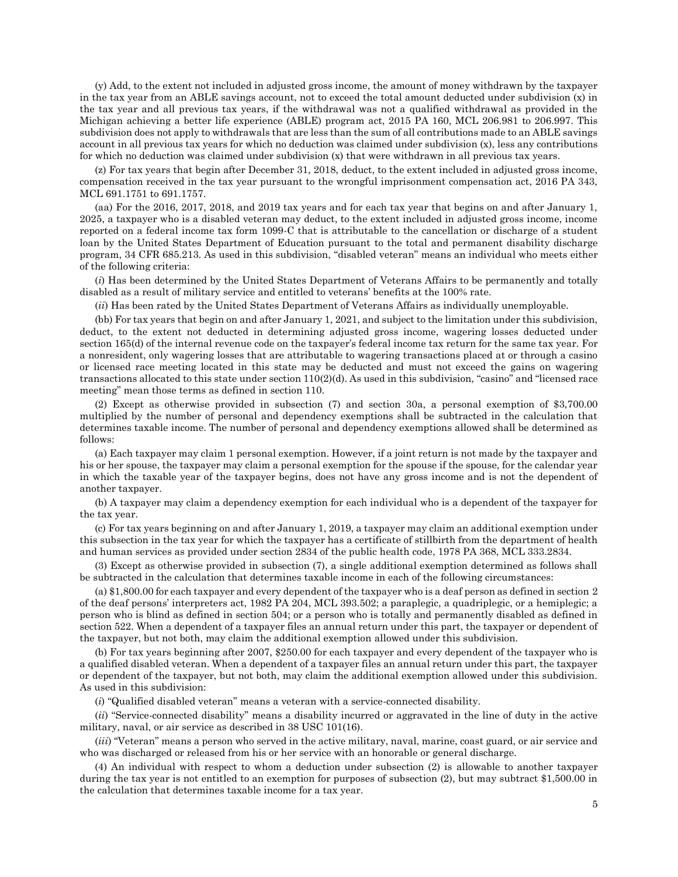(y) Add, to the extent not included in adjusted gross income, the amount of money withdrawn by the taxpayer in the tax year from an ABLE savings account, not to exceed the total amount deducted under subdivision (x) in the tax year and all previous tax years, if the withdrawal was not a qualified withdrawal as provided in the Michigan achieving a better life experience (ABLE) program act, 2015 PA 160, MCL 206.981 to 206.997. This subdivision does not apply to withdrawals that are less than the sum of all contributions made to an ABLE savings account in all previous tax years for which no deduction was claimed under subdivision (x), less any contributions for which no deduction was claimed under subdivision (x) that were withdrawn in all previous tax years.

(z) For tax years that begin after December 31, 2018, deduct, to the extent included in adjusted gross income, compensation received in the tax year pursuant to the wrongful imprisonment compensation act, 2016 PA 343, MCL 691.1751 to 691.1757.

(aa) For the 2016, 2017, 2018, and 2019 tax years and for each tax year that begins on and after January 1, 2025, a taxpayer who is a disabled veteran may deduct, to the extent included in adjusted gross income, income reported on a federal income tax form 1099-C that is attributable to the cancellation or discharge of a student loan by the United States Department of Education pursuant to the total and permanent disability discharge program, 34 CFR 685.213. As used in this subdivision, "disabled veteran" means an individual who meets either of the following criteria:

(*i*) Has been determined by the United States Department of Veterans Affairs to be permanently and totally disabled as a result of military service and entitled to veterans' benefits at the 100% rate.

(*ii*) Has been rated by the United States Department of Veterans Affairs as individually unemployable.

(bb) For tax years that begin on and after January 1, 2021, and subject to the limitation under this subdivision, deduct, to the extent not deducted in determining adjusted gross income, wagering losses deducted under section 165(d) of the internal revenue code on the taxpayer's federal income tax return for the same tax year. For a nonresident, only wagering losses that are attributable to wagering transactions placed at or through a casino or licensed race meeting located in this state may be deducted and must not exceed the gains on wagering transactions allocated to this state under section 110(2)(d). As used in this subdivision, "casino" and "licensed race meeting" mean those terms as defined in section 110.

(2) Except as otherwise provided in subsection (7) and section 30a, a personal exemption of $3,700.00 multiplied by the number of personal and dependency exemptions shall be subtracted in the calculation that determines taxable income. The number of personal and dependency exemptions allowed shall be determined as follows:

(a) Each taxpayer may claim 1 personal exemption. However, if a joint return is not made by the taxpayer and his or her spouse, the taxpayer may claim a personal exemption for the spouse if the spouse, for the calendar year in which the taxable year of the taxpayer begins, does not have any gross income and is not the dependent of another taxpayer.

(b) A taxpayer may claim a dependency exemption for each individual who is a dependent of the taxpayer for the tax year.

(c) For tax years beginning on and after January 1, 2019, a taxpayer may claim an additional exemption under this subsection in the tax year for which the taxpayer has a certificate of stillbirth from the department of health and human services as provided under section 2834 of the public health code, 1978 PA 368, MCL 333.2834.

(3) Except as otherwise provided in subsection (7), a single additional exemption determined as follows shall be subtracted in the calculation that determines taxable income in each of the following circumstances:

(a) $1,800.00 for each taxpayer and every dependent of the taxpayer who is a deaf person as defined in section 2 of the deaf persons' interpreters act, 1982 PA 204, MCL 393.502; a paraplegic, a quadriplegic, or a hemiplegic; a person who is blind as defined in section 504; or a person who is totally and permanently disabled as defined in section 522. When a dependent of a taxpayer files an annual return under this part, the taxpayer or dependent of the taxpayer, but not both, may claim the additional exemption allowed under this subdivision.

(b) For tax years beginning after 2007, $250.00 for each taxpayer and every dependent of the taxpayer who is a qualified disabled veteran. When a dependent of a taxpayer files an annual return under this part, the taxpayer or dependent of the taxpayer, but not both, may claim the additional exemption allowed under this subdivision. As used in this subdivision:

(*i*) "Qualified disabled veteran" means a veteran with a service-connected disability.

(*ii*) "Service-connected disability" means a disability incurred or aggravated in the line of duty in the active military, naval, or air service as described in 38 USC 101(16).

(*iii*) "Veteran" means a person who served in the active military, naval, marine, coast guard, or air service and who was discharged or released from his or her service with an honorable or general discharge.

(4) An individual with respect to whom a deduction under subsection (2) is allowable to another taxpayer during the tax year is not entitled to an exemption for purposes of subsection (2), but may subtract $1,500.00 in the calculation that determines taxable income for a tax year.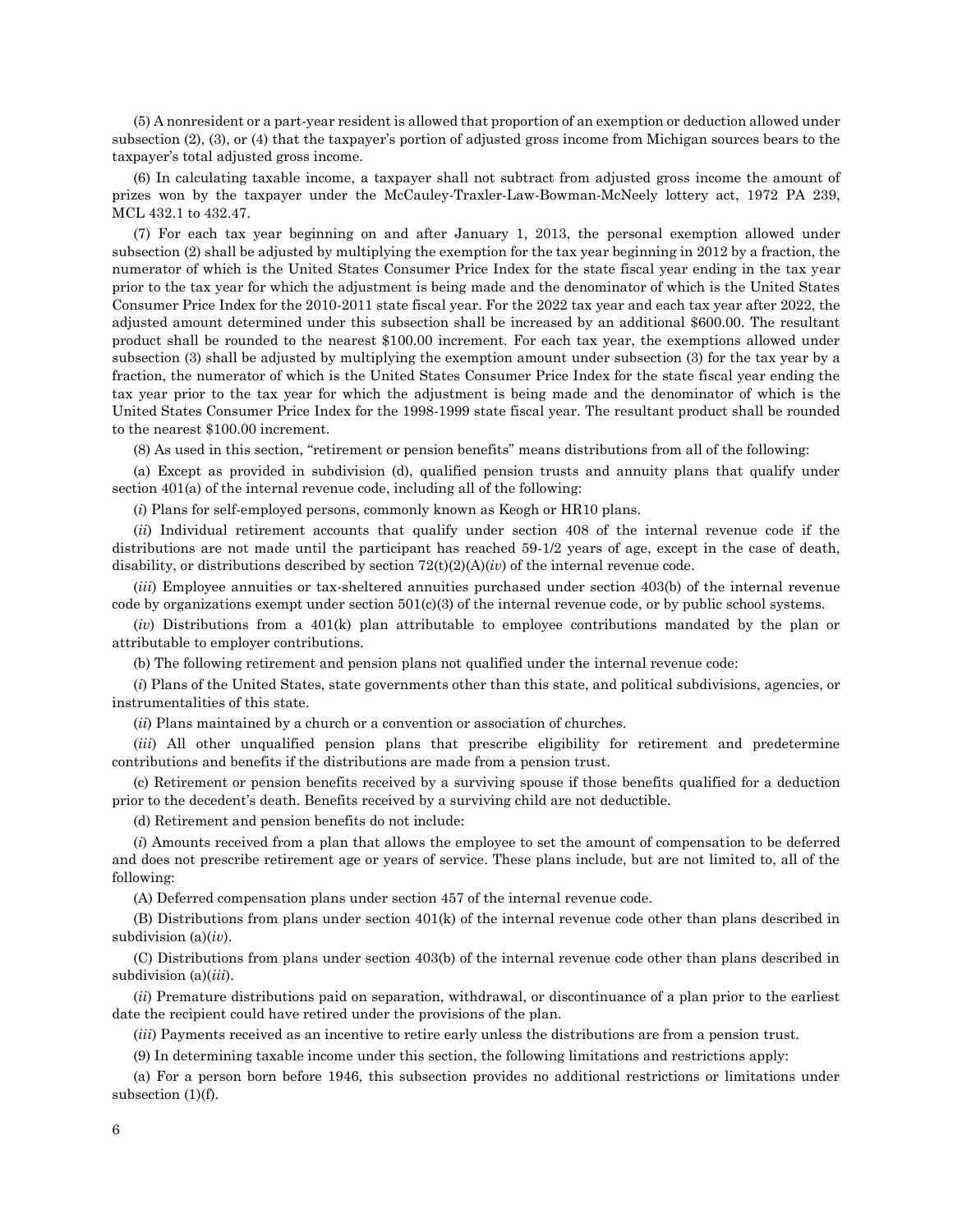(5) A nonresident or a part-year resident is allowed that proportion of an exemption or deduction allowed under subsection (2), (3), or (4) that the taxpayer's portion of adjusted gross income from Michigan sources bears to the taxpayer's total adjusted gross income.

(6) In calculating taxable income, a taxpayer shall not subtract from adjusted gross income the amount of prizes won by the taxpayer under the McCauley-Traxler-Law-Bowman-McNeely lottery act, 1972 PA 239, MCL 432.1 to 432.47.

(7) For each tax year beginning on and after January 1, 2013, the personal exemption allowed under subsection (2) shall be adjusted by multiplying the exemption for the tax year beginning in 2012 by a fraction, the numerator of which is the United States Consumer Price Index for the state fiscal year ending in the tax year prior to the tax year for which the adjustment is being made and the denominator of which is the United States Consumer Price Index for the 2010-2011 state fiscal year. For the 2022 tax year and each tax year after 2022, the adjusted amount determined under this subsection shall be increased by an additional $600.00. The resultant product shall be rounded to the nearest $100.00 increment. For each tax year, the exemptions allowed under subsection (3) shall be adjusted by multiplying the exemption amount under subsection (3) for the tax year by a fraction, the numerator of which is the United States Consumer Price Index for the state fiscal year ending the tax year prior to the tax year for which the adjustment is being made and the denominator of which is the United States Consumer Price Index for the 1998-1999 state fiscal year. The resultant product shall be rounded to the nearest $100.00 increment.

(8) As used in this section, "retirement or pension benefits" means distributions from all of the following:

(a) Except as provided in subdivision (d), qualified pension trusts and annuity plans that qualify under section 401(a) of the internal revenue code, including all of the following:

(*i*) Plans for self-employed persons, commonly known as Keogh or HR10 plans.

(*ii*) Individual retirement accounts that qualify under section 408 of the internal revenue code if the distributions are not made until the participant has reached 59-1/2 years of age, except in the case of death, disability, or distributions described by section 72(t)(2)(A)(*iv*) of the internal revenue code.

(*iii*) Employee annuities or tax-sheltered annuities purchased under section 403(b) of the internal revenue code by organizations exempt under section 501(c)(3) of the internal revenue code, or by public school systems.

(*iv*) Distributions from a 401(k) plan attributable to employee contributions mandated by the plan or attributable to employer contributions.

(b) The following retirement and pension plans not qualified under the internal revenue code:

(*i*) Plans of the United States, state governments other than this state, and political subdivisions, agencies, or instrumentalities of this state.

(*ii*) Plans maintained by a church or a convention or association of churches.

(*iii*) All other unqualified pension plans that prescribe eligibility for retirement and predetermine contributions and benefits if the distributions are made from a pension trust.

(c) Retirement or pension benefits received by a surviving spouse if those benefits qualified for a deduction prior to the decedent's death. Benefits received by a surviving child are not deductible.

(d) Retirement and pension benefits do not include:

(*i*) Amounts received from a plan that allows the employee to set the amount of compensation to be deferred and does not prescribe retirement age or years of service. These plans include, but are not limited to, all of the following:

(A) Deferred compensation plans under section 457 of the internal revenue code.

(B) Distributions from plans under section 401(k) of the internal revenue code other than plans described in subdivision (a)(*iv*).

(C) Distributions from plans under section 403(b) of the internal revenue code other than plans described in subdivision (a)(*iii*).

(*ii*) Premature distributions paid on separation, withdrawal, or discontinuance of a plan prior to the earliest date the recipient could have retired under the provisions of the plan.

(*iii*) Payments received as an incentive to retire early unless the distributions are from a pension trust.

(9) In determining taxable income under this section, the following limitations and restrictions apply:

(a) For a person born before 1946, this subsection provides no additional restrictions or limitations under subsection (1)(f).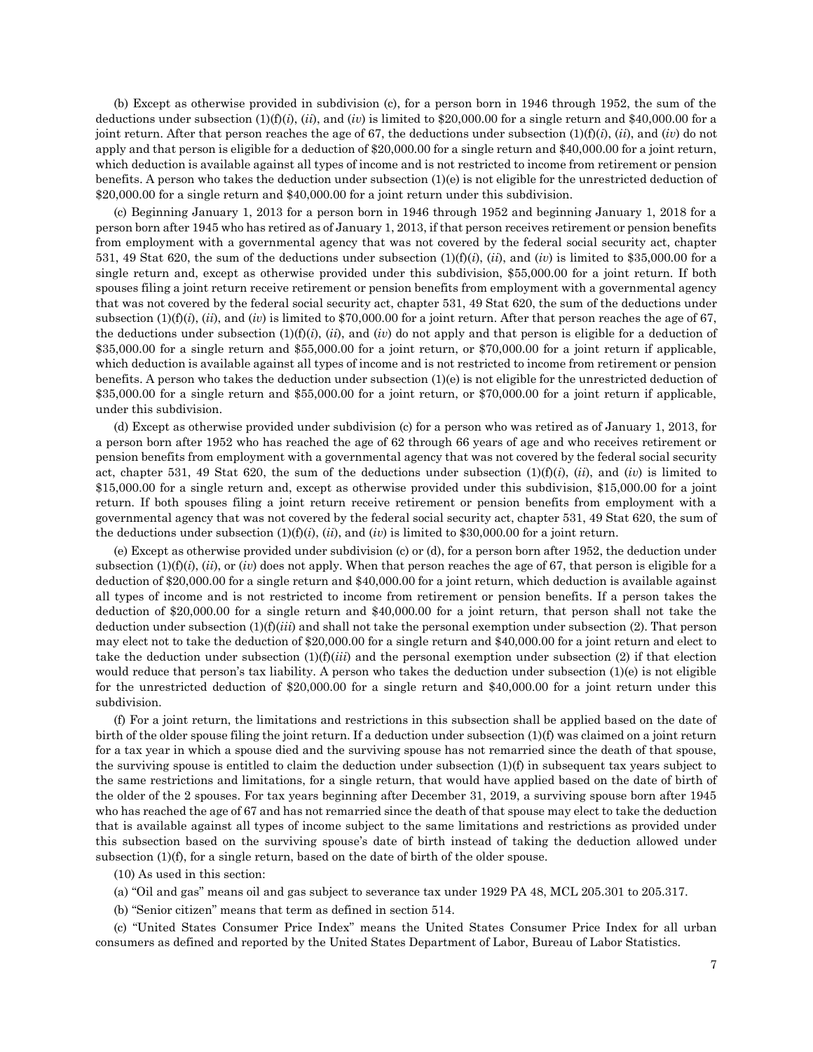(b) Except as otherwise provided in subdivision (c), for a person born in 1946 through 1952, the sum of the deductions under subsection (1)(f)(*i*), (*ii*), and (*iv*) is limited to $20,000.00 for a single return and $40,000.00 for a joint return. After that person reaches the age of 67, the deductions under subsection (1)(f)(*i*), (*ii*), and (*iv*) do not apply and that person is eligible for a deduction of $20,000.00 for a single return and $40,000.00 for a joint return, which deduction is available against all types of income and is not restricted to income from retirement or pension benefits. A person who takes the deduction under subsection (1)(e) is not eligible for the unrestricted deduction of $20,000.00 for a single return and $40,000.00 for a joint return under this subdivision.

(c) Beginning January 1, 2013 for a person born in 1946 through 1952 and beginning January 1, 2018 for a person born after 1945 who has retired as of January 1, 2013, if that person receives retirement or pension benefits from employment with a governmental agency that was not covered by the federal social security act, chapter 531, 49 Stat 620, the sum of the deductions under subsection (1)(f)(*i*), (*ii*), and (*iv*) is limited to $35,000.00 for a single return and, except as otherwise provided under this subdivision, $55,000.00 for a joint return. If both spouses filing a joint return receive retirement or pension benefits from employment with a governmental agency that was not covered by the federal social security act, chapter 531, 49 Stat 620, the sum of the deductions under subsection (1)(f)(*i*), (*ii*), and (*iv*) is limited to $70,000.00 for a joint return. After that person reaches the age of 67, the deductions under subsection (1)(f)(*i*), (*ii*), and (*iv*) do not apply and that person is eligible for a deduction of $35,000.00 for a single return and $55,000.00 for a joint return, or $70,000.00 for a joint return if applicable, which deduction is available against all types of income and is not restricted to income from retirement or pension benefits. A person who takes the deduction under subsection (1)(e) is not eligible for the unrestricted deduction of $35,000.00 for a single return and $55,000.00 for a joint return, or $70,000.00 for a joint return if applicable, under this subdivision.

(d) Except as otherwise provided under subdivision (c) for a person who was retired as of January 1, 2013, for a person born after 1952 who has reached the age of 62 through 66 years of age and who receives retirement or pension benefits from employment with a governmental agency that was not covered by the federal social security act, chapter 531, 49 Stat 620, the sum of the deductions under subsection (1)(f)(*i*), (*ii*), and (*iv*) is limited to $15,000.00 for a single return and, except as otherwise provided under this subdivision, $15,000.00 for a joint return. If both spouses filing a joint return receive retirement or pension benefits from employment with a governmental agency that was not covered by the federal social security act, chapter 531, 49 Stat 620, the sum of the deductions under subsection (1)(f)(*i*), (*ii*), and (*iv*) is limited to $30,000.00 for a joint return.

(e) Except as otherwise provided under subdivision (c) or (d), for a person born after 1952, the deduction under subsection (1)(f)(*i*), (*ii*), or (*iv*) does not apply. When that person reaches the age of 67, that person is eligible for a deduction of $20,000.00 for a single return and $40,000.00 for a joint return, which deduction is available against all types of income and is not restricted to income from retirement or pension benefits. If a person takes the deduction of $20,000.00 for a single return and $40,000.00 for a joint return, that person shall not take the deduction under subsection (1)(f)(*iii*) and shall not take the personal exemption under subsection (2). That person may elect not to take the deduction of $20,000.00 for a single return and $40,000.00 for a joint return and elect to take the deduction under subsection (1)(f)(*iii*) and the personal exemption under subsection (2) if that election would reduce that person's tax liability. A person who takes the deduction under subsection (1)(e) is not eligible for the unrestricted deduction of $20,000.00 for a single return and $40,000.00 for a joint return under this subdivision.

(f) For a joint return, the limitations and restrictions in this subsection shall be applied based on the date of birth of the older spouse filing the joint return. If a deduction under subsection (1)(f) was claimed on a joint return for a tax year in which a spouse died and the surviving spouse has not remarried since the death of that spouse, the surviving spouse is entitled to claim the deduction under subsection (1)(f) in subsequent tax years subject to the same restrictions and limitations, for a single return, that would have applied based on the date of birth of the older of the 2 spouses. For tax years beginning after December 31, 2019, a surviving spouse born after 1945 who has reached the age of 67 and has not remarried since the death of that spouse may elect to take the deduction that is available against all types of income subject to the same limitations and restrictions as provided under this subsection based on the surviving spouse's date of birth instead of taking the deduction allowed under subsection (1)(f), for a single return, based on the date of birth of the older spouse.

(10) As used in this section:

(a) "Oil and gas" means oil and gas subject to severance tax under 1929 PA 48, MCL 205.301 to 205.317.

(b) "Senior citizen" means that term as defined in section 514.

(c) "United States Consumer Price Index" means the United States Consumer Price Index for all urban consumers as defined and reported by the United States Department of Labor, Bureau of Labor Statistics.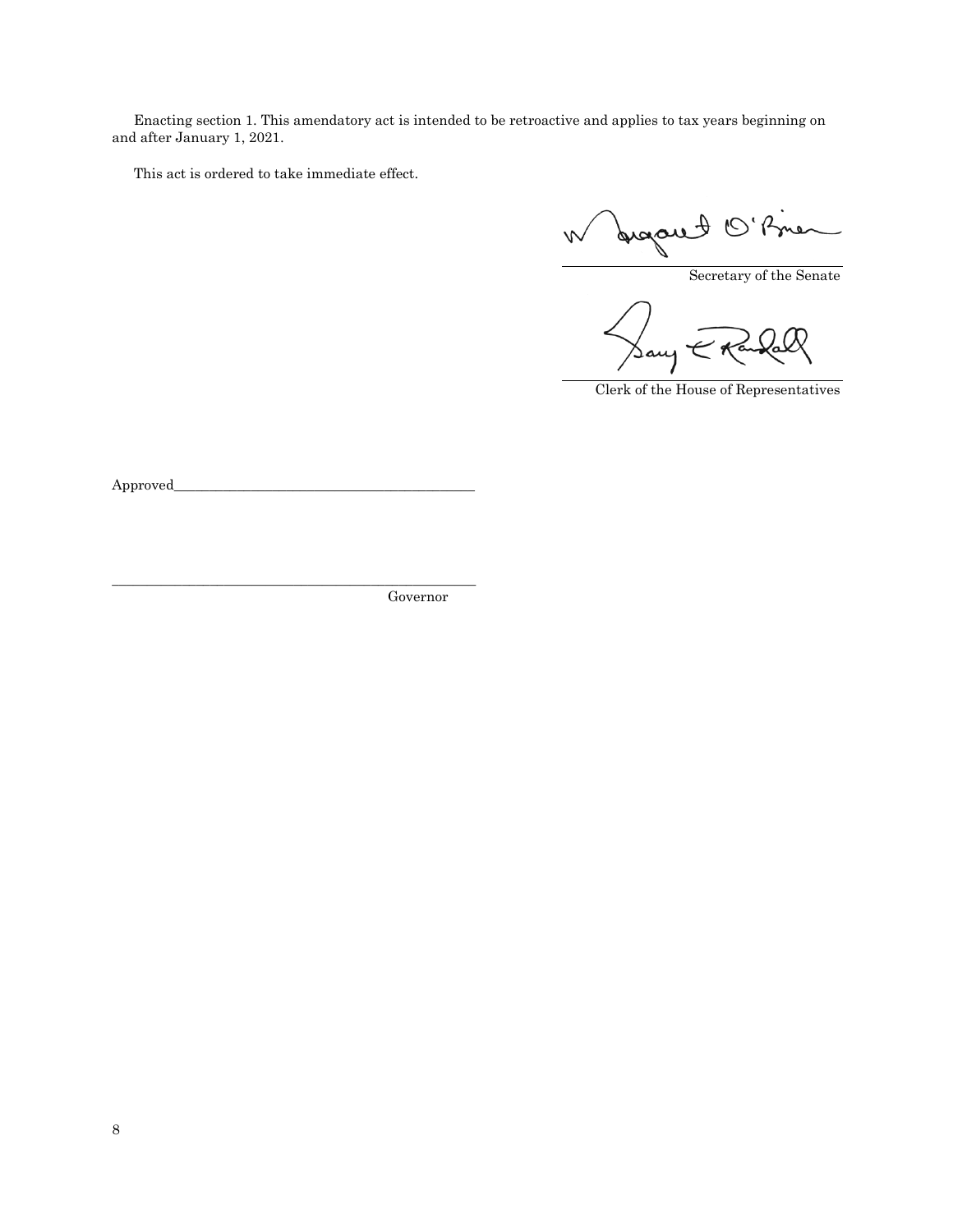Enacting section 1. This amendatory act is intended to be retroactive and applies to tax years beginning on and after January 1, 2021.

This act is ordered to take immediate effect.

Secretary of the Senate

Clerk of the House of Representatives

Approved\_\_\_\_\_\_\_\_\_\_\_\_\_\_\_\_\_\_\_\_\_\_\_\_\_\_\_\_\_\_\_\_\_\_\_\_\_\_\_\_\_\_\_\_

\_\_\_\_\_\_\_\_\_\_\_\_\_\_\_\_\_\_\_\_\_\_\_\_\_\_\_\_\_\_\_\_\_\_\_\_\_\_\_\_\_\_\_\_\_\_\_\_\_\_\_\_\_\_

Governor